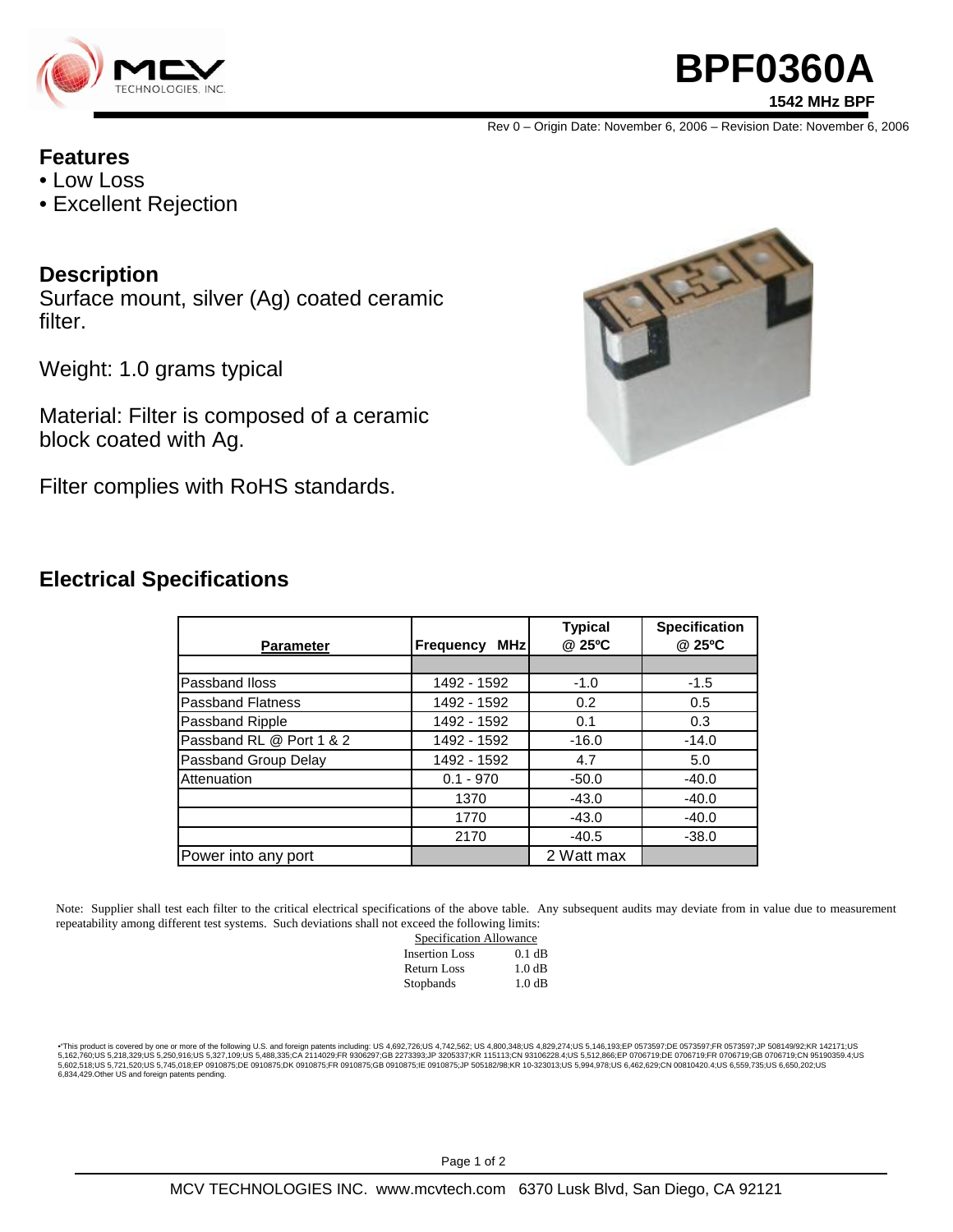# BPF0360A

**1542 MHz BPF**

Rev 0 – Origin Date: November 6, 2006 – Revision Date: November 6, 2006

## Features

- Low Loss
- Excellent Rejection

## Description

Surface mount, silver (Ag) coated ceramic filter.

Weight: 1.0 grams typical

Material: Filter is composed of a ceramic block coated with Ag.

Filter complies with RoHS standards.

## Electrical Specifications

| Parameter | Frequency MHz | Typical @ 25ºC | Specification @ 25ºC |
|---|---|---|---|
| | | | |
| Passband Iloss | 1492 - 1592 | -1.0 | -1.5 |
| Passband Flatness | 1492 - 1592 | 0.2 | 0.5 |
| Passband Ripple | 1492 - 1592 | 0.1 | 0.3 |
| Passband RL @ Port 1 & 2 | 1492 - 1592 | -16.0 | -14.0 |
| Passband Group Delay | 1492 - 1592 | 4.7 | 5.0 |
| Attenuation | 0.1 - 970 | -50.0 | -40.0 |
| | 1370 | -43.0 | -40.0 |
| | 1770 | -43.0 | -40.0 |
| | 2170 | -40.5 | -38.0 |
| Power into any port | | 2 Watt max | |

Note: Supplier shall test each filter to the critical electrical specifications of the above table. Any subsequent audits may deviate from in value due to measurement repeatability among different test systems. Such deviations shall not exceed the following limits:

| Specification Allowance | |
|---|---|
| Insertion Loss | 0.1 dB |
| Return Loss | 1.0 dB |
| Stopbands | 1.0 dB |

•This product is covered by one or more of the following U.S. and foreign patents including: US 4,692,726;US 4,742,562; US 4,800,348;US 4,829,274;US 5,146,193;EP 0573597;DE 0573597;FR 0573597;JP 508149/92;KR 142171;US 5,162,760;US 5,218,329;US 5,250,916;US 5,327,109;US 5,488,335;CA 2114029;FR 9306297;GB 2273393;JP 3205337;KR 115113;CN 93106228.4;US 5,512,866;EP 0706719;DE 0706719;FR 0706719;GB 0706719;CN 95190359.4;US 5,602,518;US 5,721,520;US 5,745,018;EP 0910875;DE 0910875;DK 0910875;FR 0910875;GB 0910875;IE 0910875;JP 505182/98;KR 10-323013;US 5,994,978;US 6,462,629;CN 00810420.4;US 6,559,735;US 6,650,202;US 6,834,429.Other US and foreign patents pending.

MCV TECHNOLOGIES INC. www.mcvtech.com 6370 Lusk Blvd, San Diego, CA 92121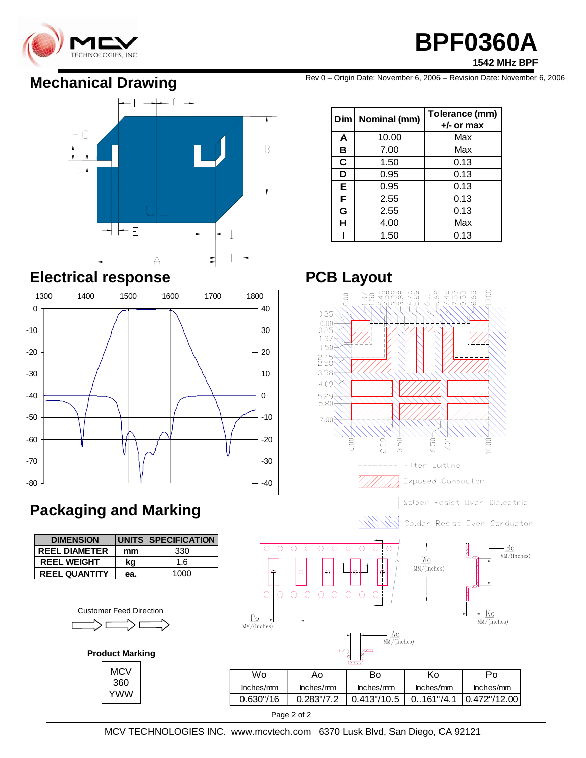# BPF0360A

**1542 MHz BPF**

Rev 0 – Origin Date: November 6, 2006 – Revision Date: November 6, 2006

## Mechanical Drawing

F G C B D E I A H C/L

| Dim | Nominal (mm) | Tolerance (mm) +/- or max |
|---|---|---|
| A | 10.00 | Max |
| B | 7.00 | Max |
| C | 1.50 | 0.13 |
| D | 0.95 | 0.13 |
| E | 0.95 | 0.13 |
| F | 2.55 | 0.13 |
| G | 2.55 | 0.13 |
| H | 4.00 | Max |
| I | 1.50 | 0.13 |

## Electrical response

1300 1400 1500 1600 1700 1800

0 -10 -20 -30 -40 -50 -60 -70 -80

40 30 20 10 0 -10 -20 -30 -40

## PCB Layout

0.00 1.37 1.50 2.45 2.58 3.38 3.89 4.75 5.26 6.11 6.62 7.42 7.55 8.50 8.63 10.00

0.25 0.00 0.25 1.37 1.50 2.45 2.58 3.58 4.09 5.29 5.80 7.00

0.00 2.99 3.50 6.50 7.01 10.00

Filter Outline

Exposed Conductor

Solder Resist Over Dielectric

Solder Resist Over Conductor

## Packaging and Marking

| DIMENSION | UNITS | SPECIFICATION |
|---|---|---|
| REEL DIAMETER | mm | 330 |
| REEL WEIGHT | kg | 1.6 |
| REEL QUANTITY | ea. | 1000 |

Customer Feed Direction

**Product Marking**

MCV
360
YWW

Wo MM/(Inches) Bo MM/(Inches) Ko MM/(Inches) Po MM/(Inches) Ao MM/(Inches)

| Wo | Ao | Bo | Ko | Po |
|---|---|---|---|---|
| Inches/mm | Inches/mm | Inches/mm | Inches/mm | Inches/mm |
| 0.630"/16 | 0.283"/7.2 | 0.413"/10.5 | 0..161"/4.1 | 0.472"/12.00 |

MCV TECHNOLOGIES INC. www.mcvtech.com 6370 Lusk Blvd, San Diego, CA 92121